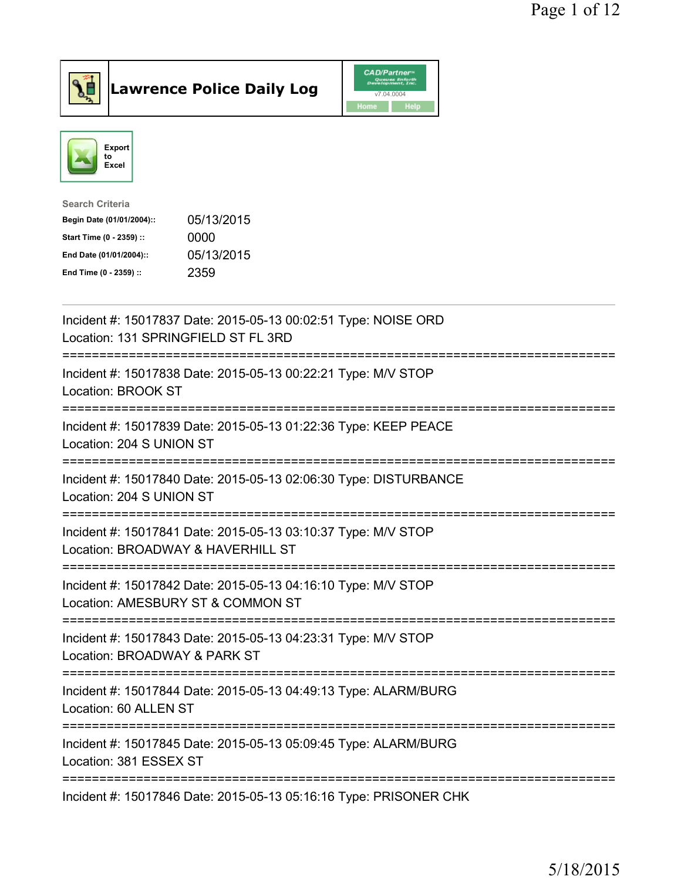# Lawrence Police Daily Log

Export to Excel

**Search Criteria**

| | |
|---|---|
| **Begin Date (01/01/2004)::** | 05/13/2015 |
| **Start Time (0 - 2359) ::** | 0000 |
| **End Date (01/01/2004)::** | 05/13/2015 |
| **End Time (0 - 2359) ::** | 2359 |

Incident #: 15017837 Date: 2015-05-13 00:02:51 Type: NOISE ORD
Location: 131 SPRINGFIELD ST FL 3RD

===========================================================================

Incident #: 15017838 Date: 2015-05-13 00:22:21 Type: M/V STOP
Location: BROOK ST

===========================================================================

Incident #: 15017839 Date: 2015-05-13 01:22:36 Type: KEEP PEACE
Location: 204 S UNION ST

===========================================================================

Incident #: 15017840 Date: 2015-05-13 02:06:30 Type: DISTURBANCE
Location: 204 S UNION ST

===========================================================================

Incident #: 15017841 Date: 2015-05-13 03:10:37 Type: M/V STOP
Location: BROADWAY & HAVERHILL ST

===========================================================================

Incident #: 15017842 Date: 2015-05-13 04:16:10 Type: M/V STOP
Location: AMESBURY ST & COMMON ST

===========================================================================

Incident #: 15017843 Date: 2015-05-13 04:23:31 Type: M/V STOP
Location: BROADWAY & PARK ST

===========================================================================

Incident #: 15017844 Date: 2015-05-13 04:49:13 Type: ALARM/BURG
Location: 60 ALLEN ST

===========================================================================

Incident #: 15017845 Date: 2015-05-13 05:09:45 Type: ALARM/BURG
Location: 381 ESSEX ST

===========================================================================

Incident #: 15017846 Date: 2015-05-13 05:16:16 Type: PRISONER CHK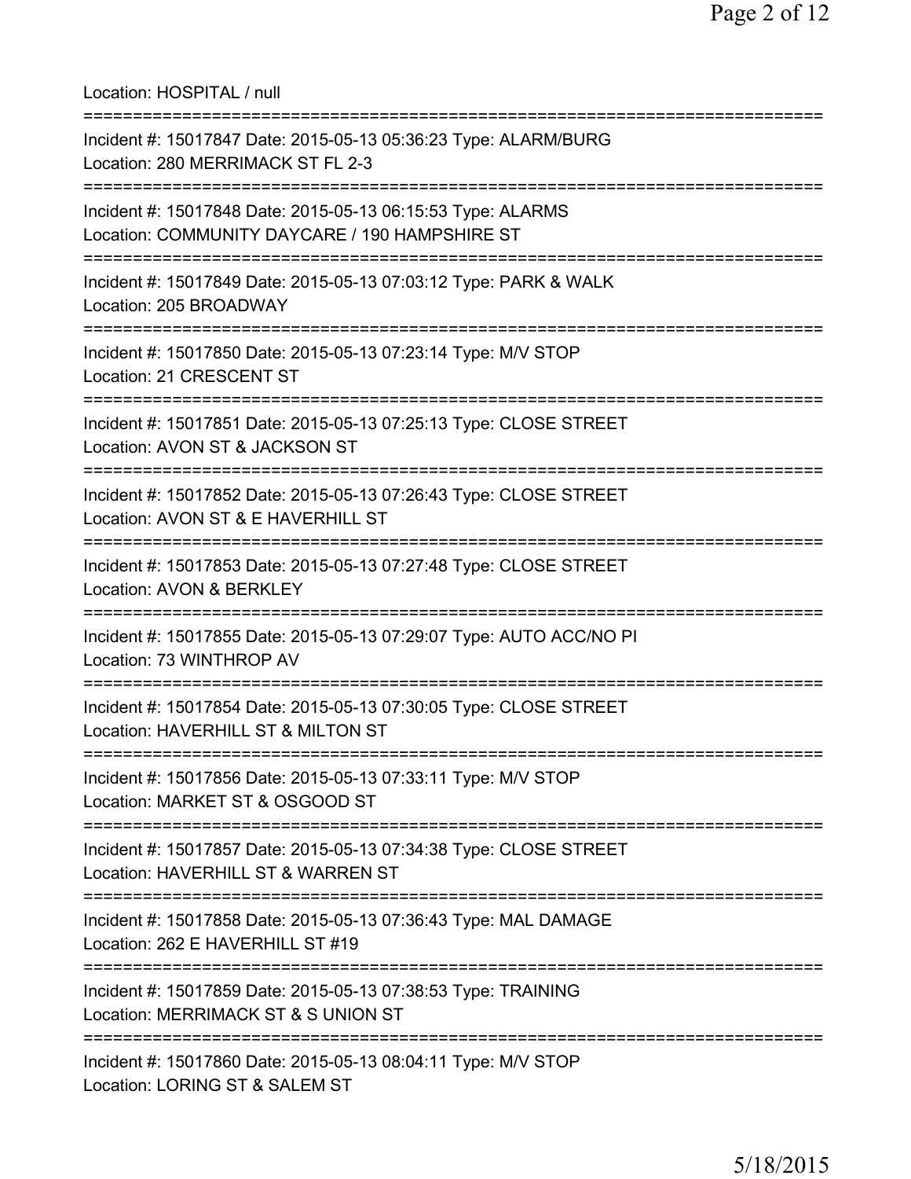Location: HOSPITAL / null

===========================================================================

Incident #: 15017847 Date: 2015-05-13 05:36:23 Type: ALARM/BURG
Location: 280 MERRIMACK ST FL 2-3

===========================================================================

Incident #: 15017848 Date: 2015-05-13 06:15:53 Type: ALARMS
Location: COMMUNITY DAYCARE / 190 HAMPSHIRE ST

===========================================================================

Incident #: 15017849 Date: 2015-05-13 07:03:12 Type: PARK & WALK
Location: 205 BROADWAY

===========================================================================

Incident #: 15017850 Date: 2015-05-13 07:23:14 Type: M/V STOP
Location: 21 CRESCENT ST

===========================================================================

Incident #: 15017851 Date: 2015-05-13 07:25:13 Type: CLOSE STREET
Location: AVON ST & JACKSON ST

===========================================================================

Incident #: 15017852 Date: 2015-05-13 07:26:43 Type: CLOSE STREET
Location: AVON ST & E HAVERHILL ST

===========================================================================

Incident #: 15017853 Date: 2015-05-13 07:27:48 Type: CLOSE STREET
Location: AVON & BERKLEY

===========================================================================

Incident #: 15017855 Date: 2015-05-13 07:29:07 Type: AUTO ACC/NO PI
Location: 73 WINTHROP AV

===========================================================================

Incident #: 15017854 Date: 2015-05-13 07:30:05 Type: CLOSE STREET
Location: HAVERHILL ST & MILTON ST

===========================================================================

Incident #: 15017856 Date: 2015-05-13 07:33:11 Type: M/V STOP
Location: MARKET ST & OSGOOD ST

===========================================================================

Incident #: 15017857 Date: 2015-05-13 07:34:38 Type: CLOSE STREET
Location: HAVERHILL ST & WARREN ST

===========================================================================

Incident #: 15017858 Date: 2015-05-13 07:36:43 Type: MAL DAMAGE
Location: 262 E HAVERHILL ST #19

===========================================================================

Incident #: 15017859 Date: 2015-05-13 07:38:53 Type: TRAINING
Location: MERRIMACK ST & S UNION ST

===========================================================================

Incident #: 15017860 Date: 2015-05-13 08:04:11 Type: M/V STOP
Location: LORING ST & SALEM ST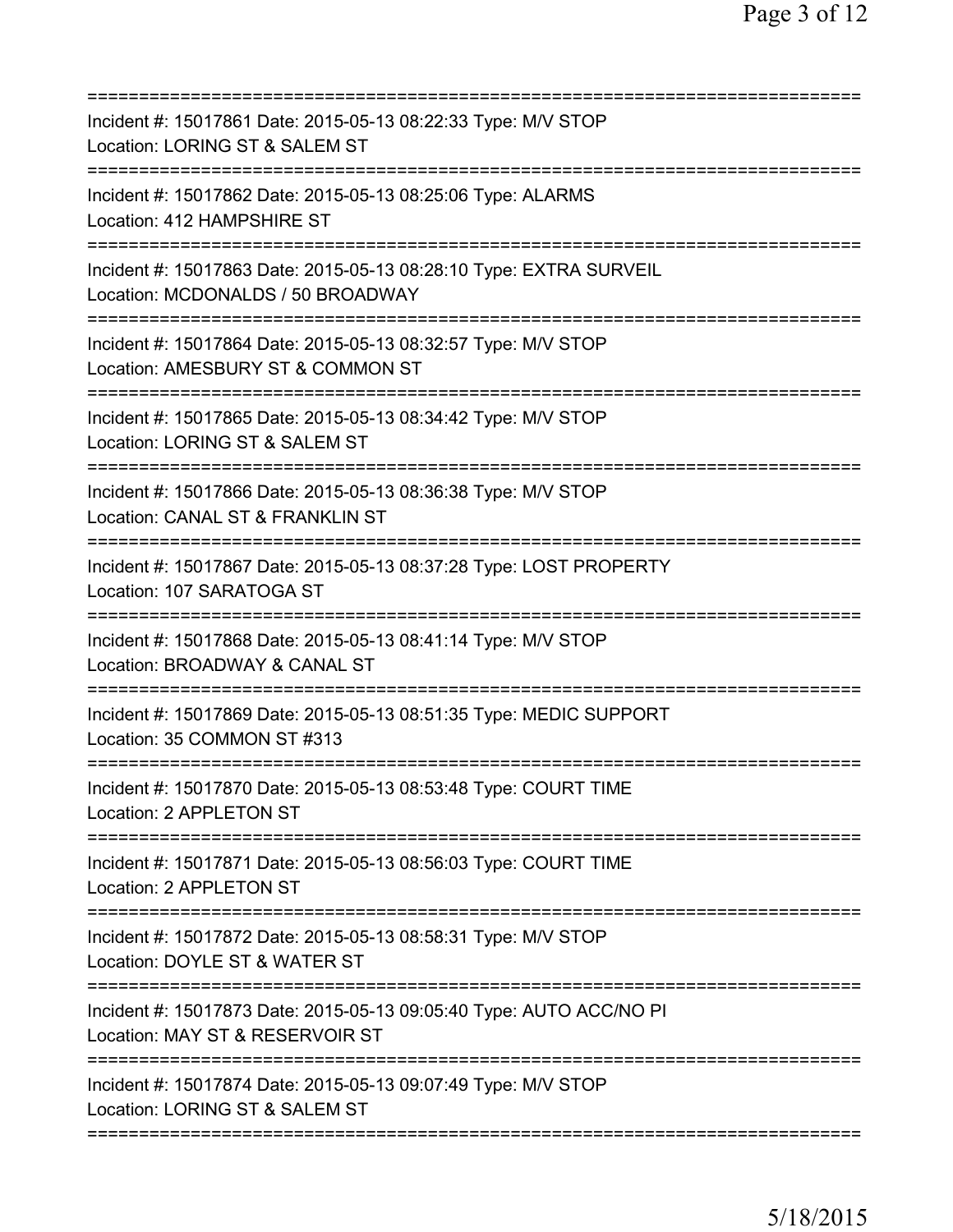===========================================================================
Incident #: 15017861 Date: 2015-05-13 08:22:33 Type: M/V STOP
Location: LORING ST & SALEM ST
===========================================================================
Incident #: 15017862 Date: 2015-05-13 08:25:06 Type: ALARMS
Location: 412 HAMPSHIRE ST
===========================================================================
Incident #: 15017863 Date: 2015-05-13 08:28:10 Type: EXTRA SURVEIL
Location: MCDONALDS / 50 BROADWAY
===========================================================================
Incident #: 15017864 Date: 2015-05-13 08:32:57 Type: M/V STOP
Location: AMESBURY ST & COMMON ST
===========================================================================
Incident #: 15017865 Date: 2015-05-13 08:34:42 Type: M/V STOP
Location: LORING ST & SALEM ST
===========================================================================
Incident #: 15017866 Date: 2015-05-13 08:36:38 Type: M/V STOP
Location: CANAL ST & FRANKLIN ST
===========================================================================
Incident #: 15017867 Date: 2015-05-13 08:37:28 Type: LOST PROPERTY
Location: 107 SARATOGA ST
===========================================================================
Incident #: 15017868 Date: 2015-05-13 08:41:14 Type: M/V STOP
Location: BROADWAY & CANAL ST
===========================================================================
Incident #: 15017869 Date: 2015-05-13 08:51:35 Type: MEDIC SUPPORT
Location: 35 COMMON ST #313
===========================================================================
Incident #: 15017870 Date: 2015-05-13 08:53:48 Type: COURT TIME
Location: 2 APPLETON ST
===========================================================================
Incident #: 15017871 Date: 2015-05-13 08:56:03 Type: COURT TIME
Location: 2 APPLETON ST
===========================================================================
Incident #: 15017872 Date: 2015-05-13 08:58:31 Type: M/V STOP
Location: DOYLE ST & WATER ST
===========================================================================
Incident #: 15017873 Date: 2015-05-13 09:05:40 Type: AUTO ACC/NO PI
Location: MAY ST & RESERVOIR ST
===========================================================================
Incident #: 15017874 Date: 2015-05-13 09:07:49 Type: M/V STOP
Location: LORING ST & SALEM ST
===========================================================================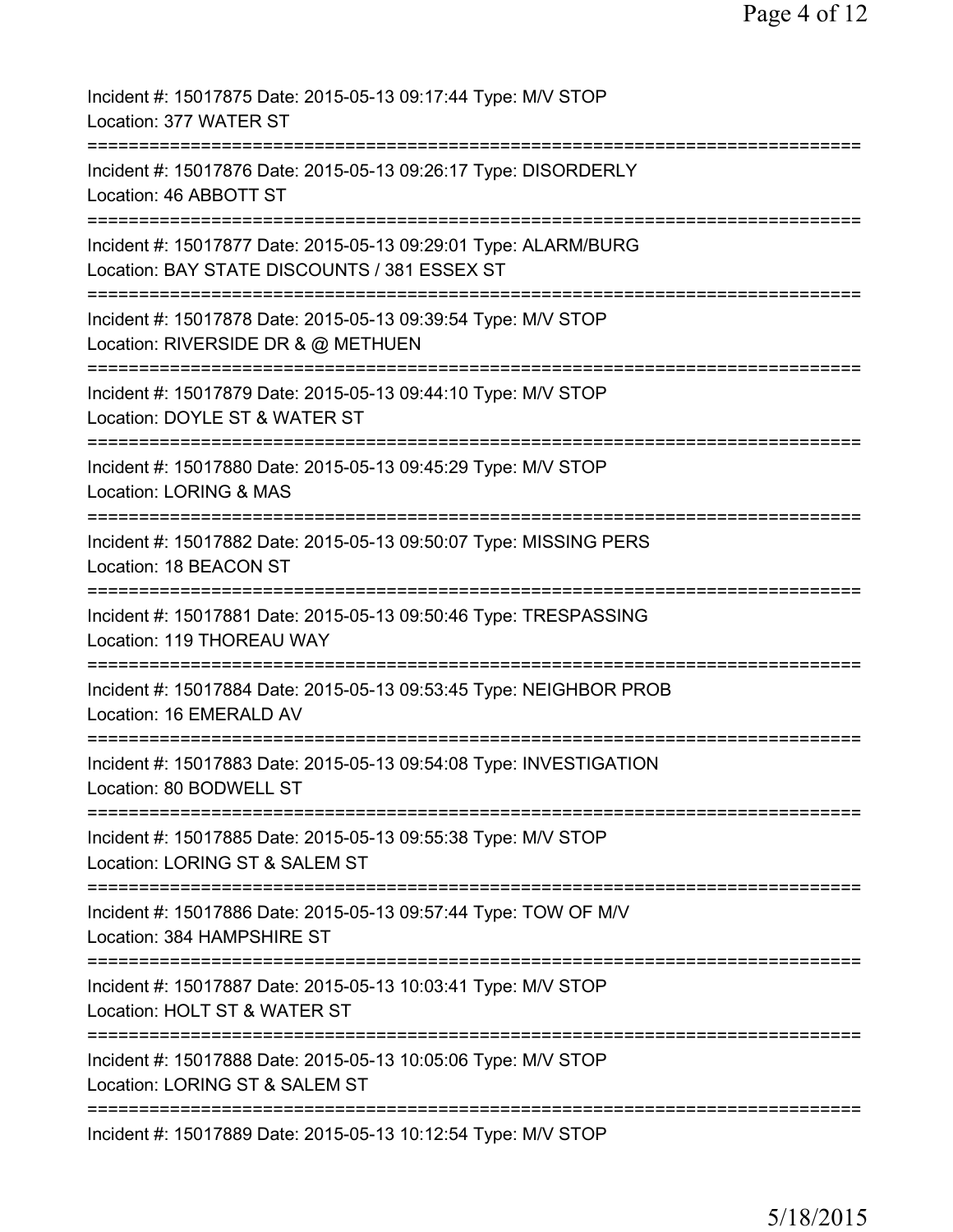Incident #: 15017875 Date: 2015-05-13 09:17:44 Type: M/V STOP
Location: 377 WATER ST

===========================================================================

Incident #: 15017876 Date: 2015-05-13 09:26:17 Type: DISORDERLY
Location: 46 ABBOTT ST

===========================================================================

Incident #: 15017877 Date: 2015-05-13 09:29:01 Type: ALARM/BURG
Location: BAY STATE DISCOUNTS / 381 ESSEX ST

===========================================================================

Incident #: 15017878 Date: 2015-05-13 09:39:54 Type: M/V STOP
Location: RIVERSIDE DR & @ METHUEN

===========================================================================

Incident #: 15017879 Date: 2015-05-13 09:44:10 Type: M/V STOP
Location: DOYLE ST & WATER ST

===========================================================================

Incident #: 15017880 Date: 2015-05-13 09:45:29 Type: M/V STOP
Location: LORING & MAS

===========================================================================

Incident #: 15017882 Date: 2015-05-13 09:50:07 Type: MISSING PERS
Location: 18 BEACON ST

===========================================================================

Incident #: 15017881 Date: 2015-05-13 09:50:46 Type: TRESPASSING
Location: 119 THOREAU WAY

===========================================================================

Incident #: 15017884 Date: 2015-05-13 09:53:45 Type: NEIGHBOR PROB
Location: 16 EMERALD AV

===========================================================================

Incident #: 15017883 Date: 2015-05-13 09:54:08 Type: INVESTIGATION
Location: 80 BODWELL ST

===========================================================================

Incident #: 15017885 Date: 2015-05-13 09:55:38 Type: M/V STOP
Location: LORING ST & SALEM ST

===========================================================================

Incident #: 15017886 Date: 2015-05-13 09:57:44 Type: TOW OF M/V
Location: 384 HAMPSHIRE ST

===========================================================================

Incident #: 15017887 Date: 2015-05-13 10:03:41 Type: M/V STOP
Location: HOLT ST & WATER ST

===========================================================================

Incident #: 15017888 Date: 2015-05-13 10:05:06 Type: M/V STOP
Location: LORING ST & SALEM ST

===========================================================================

Incident #: 15017889 Date: 2015-05-13 10:12:54 Type: M/V STOP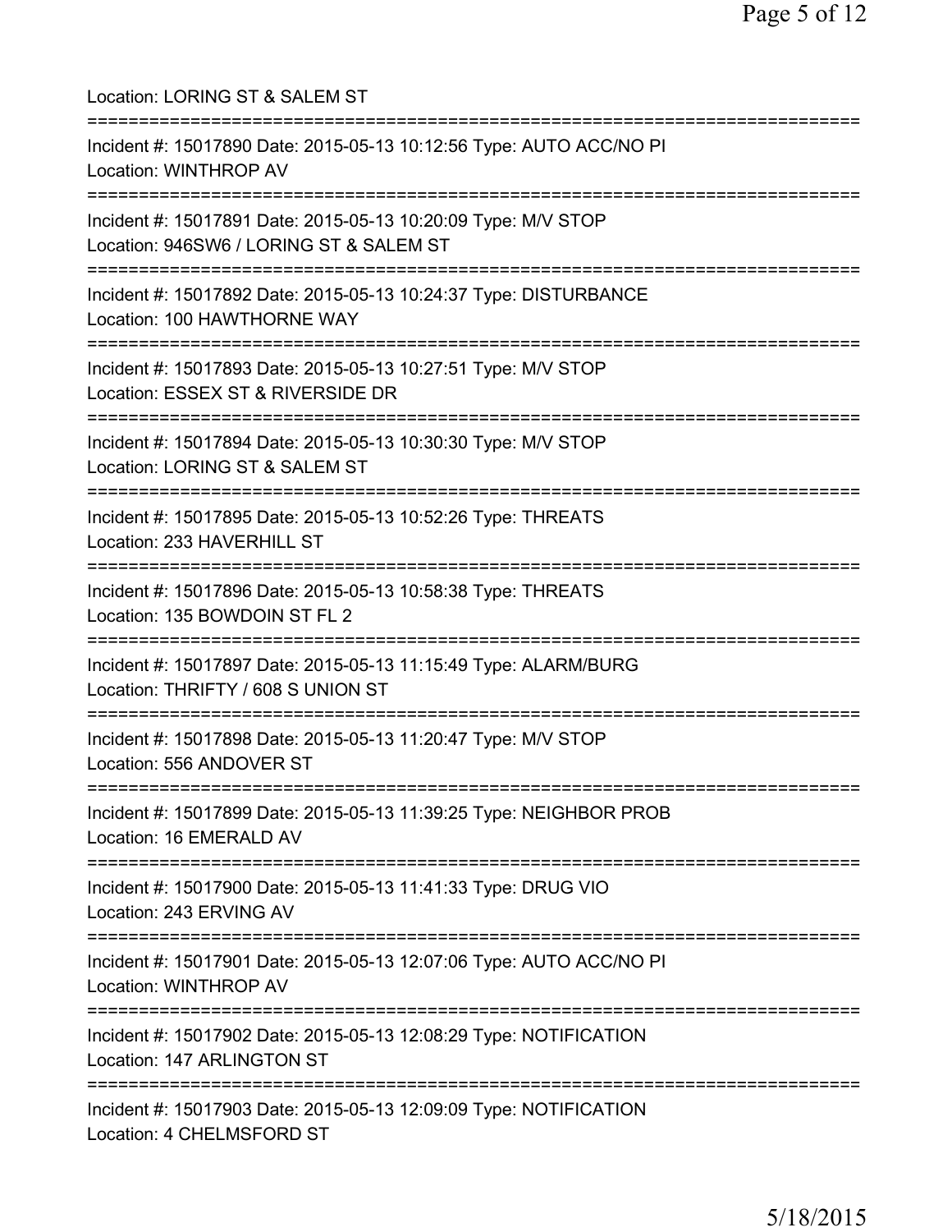Location: LORING ST & SALEM ST

===========================================================================

Incident #: 15017890 Date: 2015-05-13 10:12:56 Type: AUTO ACC/NO PI
Location: WINTHROP AV

===========================================================================

Incident #: 15017891 Date: 2015-05-13 10:20:09 Type: M/V STOP
Location: 946SW6 / LORING ST & SALEM ST

===========================================================================

Incident #: 15017892 Date: 2015-05-13 10:24:37 Type: DISTURBANCE
Location: 100 HAWTHORNE WAY

===========================================================================

Incident #: 15017893 Date: 2015-05-13 10:27:51 Type: M/V STOP
Location: ESSEX ST & RIVERSIDE DR

===========================================================================

Incident #: 15017894 Date: 2015-05-13 10:30:30 Type: M/V STOP
Location: LORING ST & SALEM ST

===========================================================================

Incident #: 15017895 Date: 2015-05-13 10:52:26 Type: THREATS
Location: 233 HAVERHILL ST

===========================================================================

Incident #: 15017896 Date: 2015-05-13 10:58:38 Type: THREATS
Location: 135 BOWDOIN ST FL 2

===========================================================================

Incident #: 15017897 Date: 2015-05-13 11:15:49 Type: ALARM/BURG
Location: THRIFTY / 608 S UNION ST

===========================================================================

Incident #: 15017898 Date: 2015-05-13 11:20:47 Type: M/V STOP
Location: 556 ANDOVER ST

===========================================================================

Incident #: 15017899 Date: 2015-05-13 11:39:25 Type: NEIGHBOR PROB
Location: 16 EMERALD AV

===========================================================================

Incident #: 15017900 Date: 2015-05-13 11:41:33 Type: DRUG VIO
Location: 243 ERVING AV

===========================================================================

Incident #: 15017901 Date: 2015-05-13 12:07:06 Type: AUTO ACC/NO PI
Location: WINTHROP AV

===========================================================================

Incident #: 15017902 Date: 2015-05-13 12:08:29 Type: NOTIFICATION
Location: 147 ARLINGTON ST

===========================================================================

Incident #: 15017903 Date: 2015-05-13 12:09:09 Type: NOTIFICATION
Location: 4 CHELMSFORD ST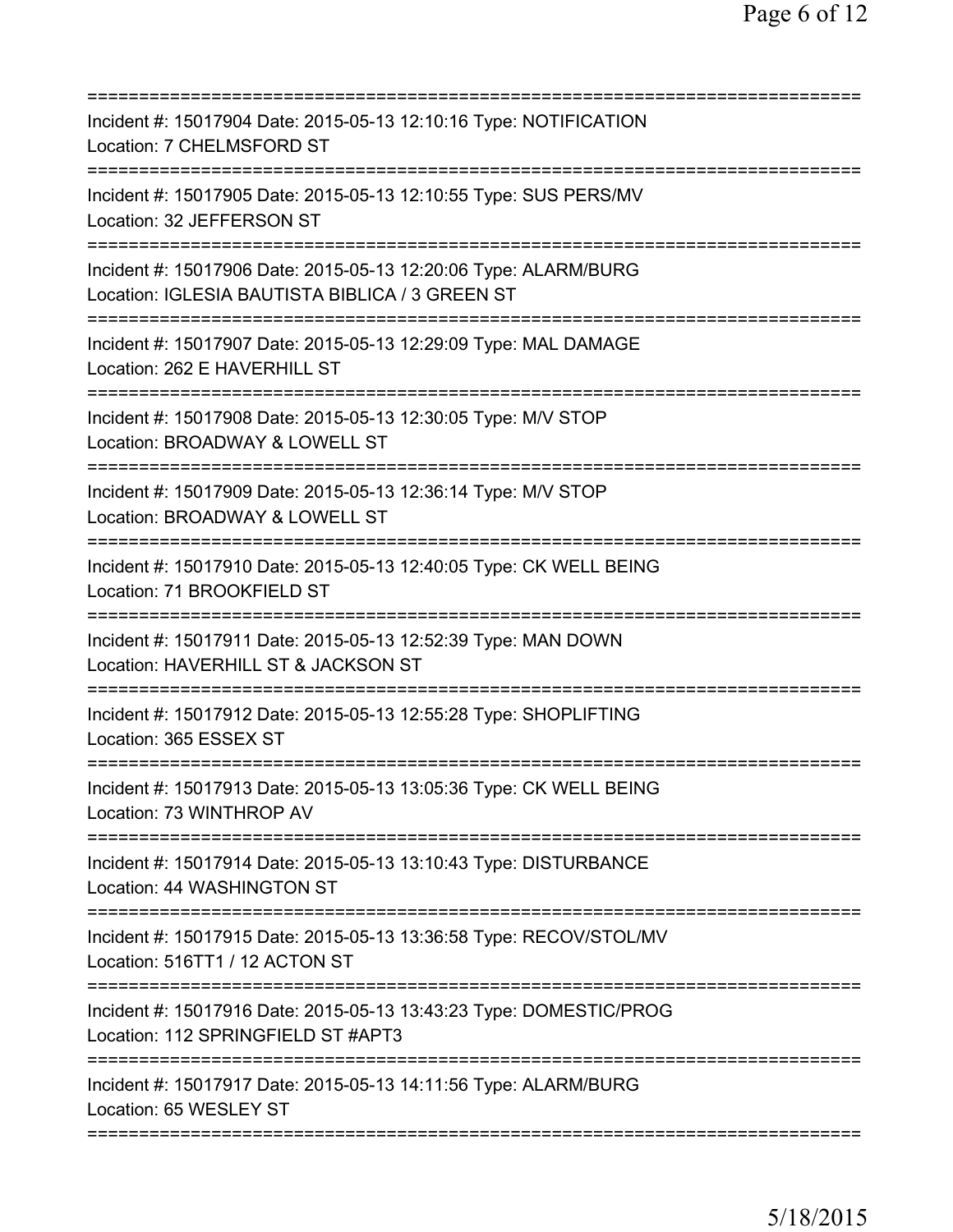===========================================================================

Incident #: 15017904 Date: 2015-05-13 12:10:16 Type: NOTIFICATION
Location: 7 CHELMSFORD ST

===========================================================================

Incident #: 15017905 Date: 2015-05-13 12:10:55 Type: SUS PERS/MV
Location: 32 JEFFERSON ST

===========================================================================

Incident #: 15017906 Date: 2015-05-13 12:20:06 Type: ALARM/BURG
Location: IGLESIA BAUTISTA BIBLICA / 3 GREEN ST

===========================================================================

Incident #: 15017907 Date: 2015-05-13 12:29:09 Type: MAL DAMAGE
Location: 262 E HAVERHILL ST

===========================================================================

Incident #: 15017908 Date: 2015-05-13 12:30:05 Type: M/V STOP
Location: BROADWAY & LOWELL ST

===========================================================================

Incident #: 15017909 Date: 2015-05-13 12:36:14 Type: M/V STOP
Location: BROADWAY & LOWELL ST

===========================================================================

Incident #: 15017910 Date: 2015-05-13 12:40:05 Type: CK WELL BEING
Location: 71 BROOKFIELD ST

===========================================================================

Incident #: 15017911 Date: 2015-05-13 12:52:39 Type: MAN DOWN
Location: HAVERHILL ST & JACKSON ST

===========================================================================

Incident #: 15017912 Date: 2015-05-13 12:55:28 Type: SHOPLIFTING
Location: 365 ESSEX ST

===========================================================================

Incident #: 15017913 Date: 2015-05-13 13:05:36 Type: CK WELL BEING
Location: 73 WINTHROP AV

===========================================================================

Incident #: 15017914 Date: 2015-05-13 13:10:43 Type: DISTURBANCE
Location: 44 WASHINGTON ST

===========================================================================

Incident #: 15017915 Date: 2015-05-13 13:36:58 Type: RECOV/STOL/MV
Location: 516TT1 / 12 ACTON ST

===========================================================================

Incident #: 15017916 Date: 2015-05-13 13:43:23 Type: DOMESTIC/PROG
Location: 112 SPRINGFIELD ST #APT3

===========================================================================

Incident #: 15017917 Date: 2015-05-13 14:11:56 Type: ALARM/BURG
Location: 65 WESLEY ST

===========================================================================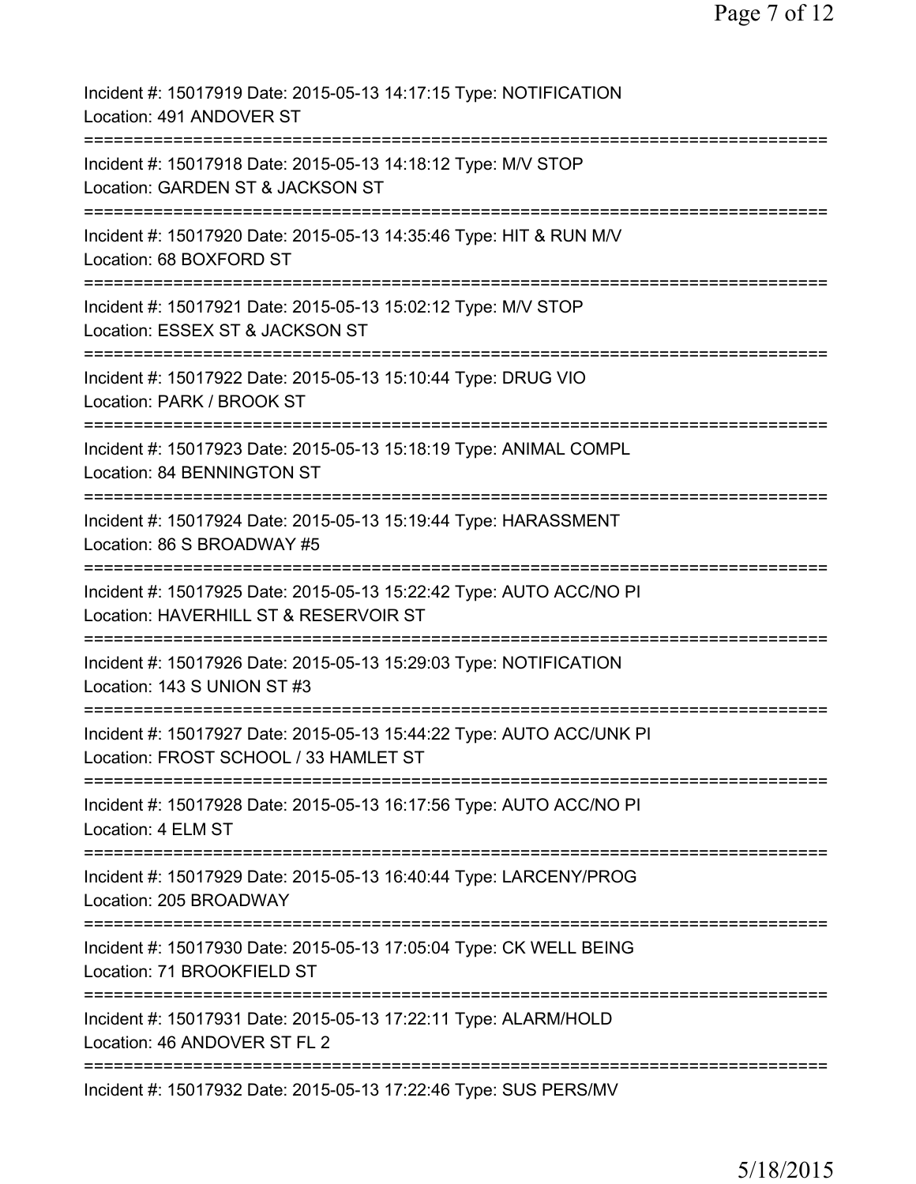Incident #: 15017919 Date: 2015-05-13 14:17:15 Type: NOTIFICATION
Location: 491 ANDOVER ST
===========================================================================
Incident #: 15017918 Date: 2015-05-13 14:18:12 Type: M/V STOP
Location: GARDEN ST & JACKSON ST
===========================================================================
Incident #: 15017920 Date: 2015-05-13 14:35:46 Type: HIT & RUN M/V
Location: 68 BOXFORD ST
===========================================================================
Incident #: 15017921 Date: 2015-05-13 15:02:12 Type: M/V STOP
Location: ESSEX ST & JACKSON ST
===========================================================================
Incident #: 15017922 Date: 2015-05-13 15:10:44 Type: DRUG VIO
Location: PARK / BROOK ST
===========================================================================
Incident #: 15017923 Date: 2015-05-13 15:18:19 Type: ANIMAL COMPL
Location: 84 BENNINGTON ST
===========================================================================
Incident #: 15017924 Date: 2015-05-13 15:19:44 Type: HARASSMENT
Location: 86 S BROADWAY #5
===========================================================================
Incident #: 15017925 Date: 2015-05-13 15:22:42 Type: AUTO ACC/NO PI
Location: HAVERHILL ST & RESERVOIR ST
===========================================================================
Incident #: 15017926 Date: 2015-05-13 15:29:03 Type: NOTIFICATION
Location: 143 S UNION ST #3
===========================================================================
Incident #: 15017927 Date: 2015-05-13 15:44:22 Type: AUTO ACC/UNK PI
Location: FROST SCHOOL / 33 HAMLET ST
===========================================================================
Incident #: 15017928 Date: 2015-05-13 16:17:56 Type: AUTO ACC/NO PI
Location: 4 ELM ST
===========================================================================
Incident #: 15017929 Date: 2015-05-13 16:40:44 Type: LARCENY/PROG
Location: 205 BROADWAY
===========================================================================
Incident #: 15017930 Date: 2015-05-13 17:05:04 Type: CK WELL BEING
Location: 71 BROOKFIELD ST
===========================================================================
Incident #: 15017931 Date: 2015-05-13 17:22:11 Type: ALARM/HOLD
Location: 46 ANDOVER ST FL 2
===========================================================================
Incident #: 15017932 Date: 2015-05-13 17:22:46 Type: SUS PERS/MV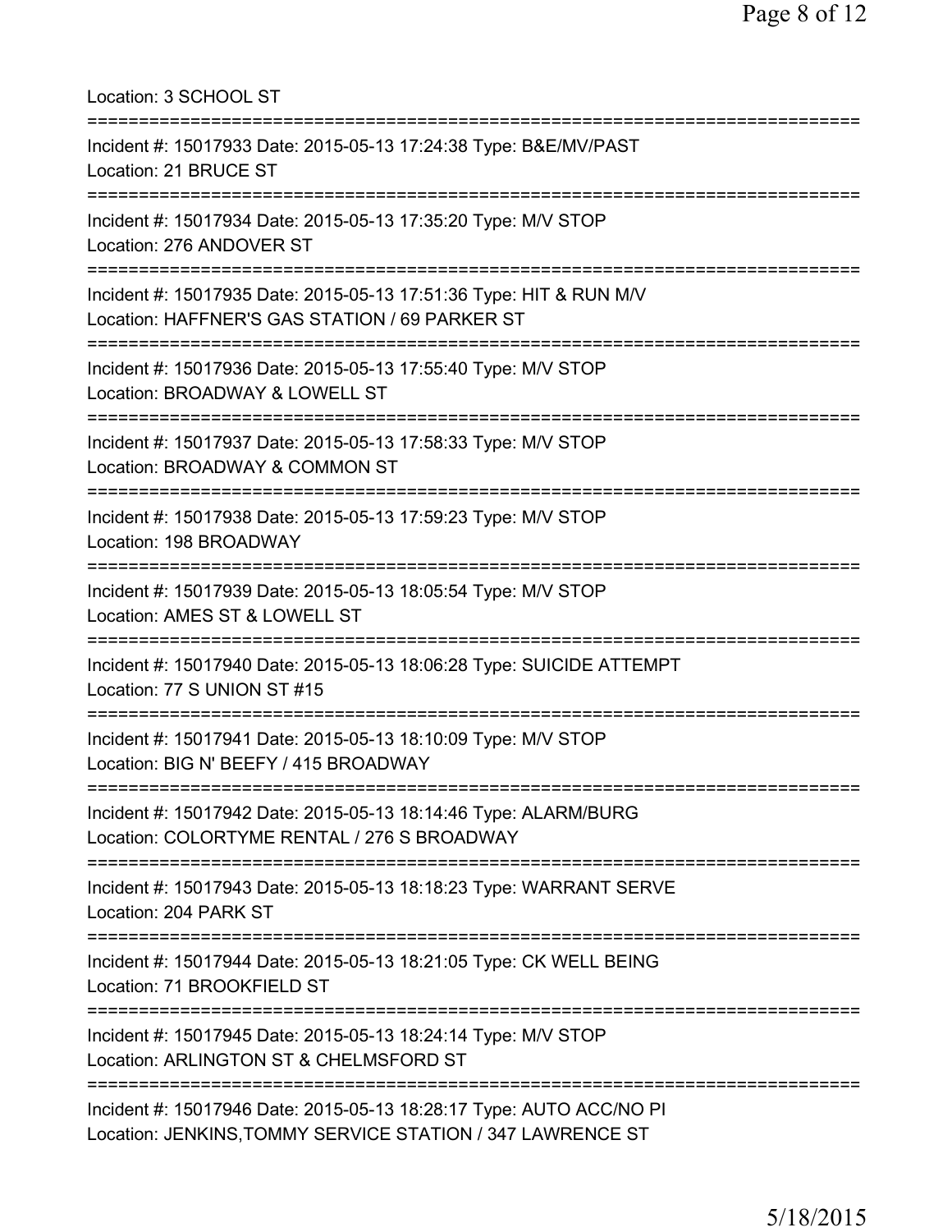Location: 3 SCHOOL ST

===========================================================================

Incident #: 15017933 Date: 2015-05-13 17:24:38 Type: B&E/MV/PAST
Location: 21 BRUCE ST

===========================================================================

Incident #: 15017934 Date: 2015-05-13 17:35:20 Type: M/V STOP
Location: 276 ANDOVER ST

===========================================================================

Incident #: 15017935 Date: 2015-05-13 17:51:36 Type: HIT & RUN M/V
Location: HAFFNER'S GAS STATION / 69 PARKER ST

===========================================================================

Incident #: 15017936 Date: 2015-05-13 17:55:40 Type: M/V STOP
Location: BROADWAY & LOWELL ST

===========================================================================

Incident #: 15017937 Date: 2015-05-13 17:58:33 Type: M/V STOP
Location: BROADWAY & COMMON ST

===========================================================================

Incident #: 15017938 Date: 2015-05-13 17:59:23 Type: M/V STOP
Location: 198 BROADWAY

===========================================================================

Incident #: 15017939 Date: 2015-05-13 18:05:54 Type: M/V STOP
Location: AMES ST & LOWELL ST

===========================================================================

Incident #: 15017940 Date: 2015-05-13 18:06:28 Type: SUICIDE ATTEMPT
Location: 77 S UNION ST #15

===========================================================================

Incident #: 15017941 Date: 2015-05-13 18:10:09 Type: M/V STOP
Location: BIG N' BEEFY / 415 BROADWAY

===========================================================================

Incident #: 15017942 Date: 2015-05-13 18:14:46 Type: ALARM/BURG
Location: COLORTYME RENTAL / 276 S BROADWAY

===========================================================================

Incident #: 15017943 Date: 2015-05-13 18:18:23 Type: WARRANT SERVE
Location: 204 PARK ST

===========================================================================

Incident #: 15017944 Date: 2015-05-13 18:21:05 Type: CK WELL BEING
Location: 71 BROOKFIELD ST

===========================================================================

Incident #: 15017945 Date: 2015-05-13 18:24:14 Type: M/V STOP
Location: ARLINGTON ST & CHELMSFORD ST

===========================================================================

Incident #: 15017946 Date: 2015-05-13 18:28:17 Type: AUTO ACC/NO PI
Location: JENKINS,TOMMY SERVICE STATION / 347 LAWRENCE ST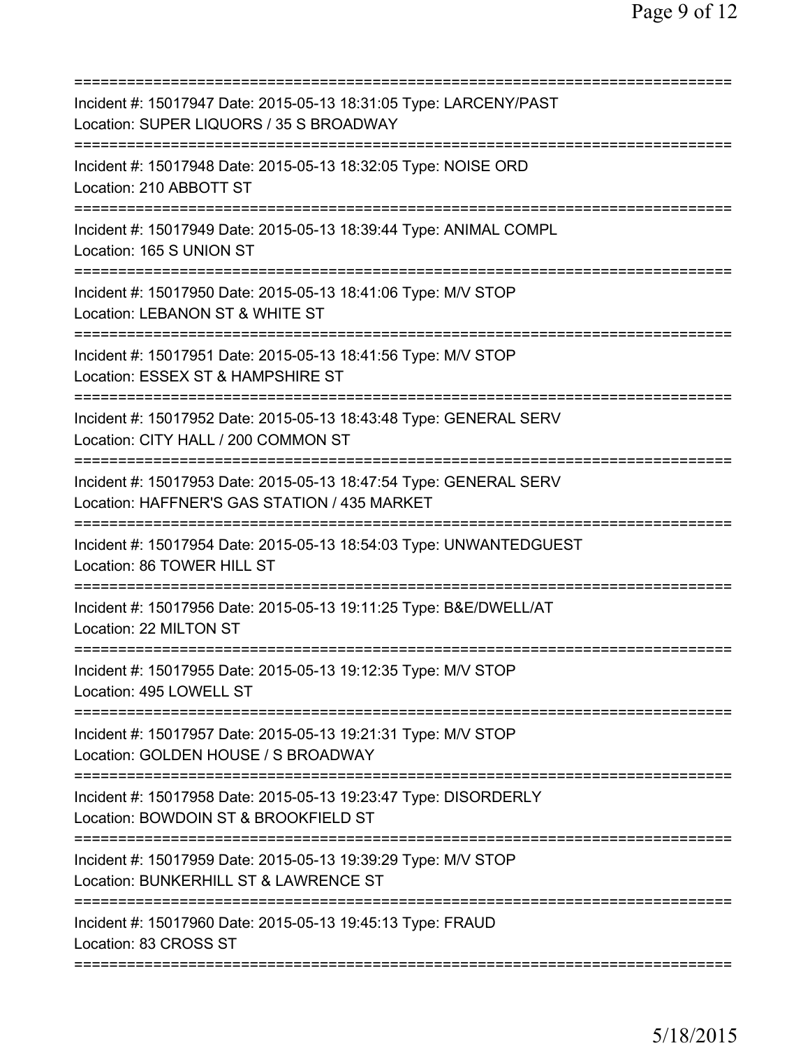===========================================================================

Incident #: 15017947 Date: 2015-05-13 18:31:05 Type: LARCENY/PAST
Location: SUPER LIQUORS / 35 S BROADWAY

===========================================================================

Incident #: 15017948 Date: 2015-05-13 18:32:05 Type: NOISE ORD
Location: 210 ABBOTT ST

===========================================================================

Incident #: 15017949 Date: 2015-05-13 18:39:44 Type: ANIMAL COMPL
Location: 165 S UNION ST

===========================================================================

Incident #: 15017950 Date: 2015-05-13 18:41:06 Type: M/V STOP
Location: LEBANON ST & WHITE ST

===========================================================================

Incident #: 15017951 Date: 2015-05-13 18:41:56 Type: M/V STOP
Location: ESSEX ST & HAMPSHIRE ST

===========================================================================

Incident #: 15017952 Date: 2015-05-13 18:43:48 Type: GENERAL SERV
Location: CITY HALL / 200 COMMON ST

===========================================================================

Incident #: 15017953 Date: 2015-05-13 18:47:54 Type: GENERAL SERV
Location: HAFFNER'S GAS STATION / 435 MARKET

===========================================================================

Incident #: 15017954 Date: 2015-05-13 18:54:03 Type: UNWANTEDGUEST
Location: 86 TOWER HILL ST

===========================================================================

Incident #: 15017956 Date: 2015-05-13 19:11:25 Type: B&E/DWELL/AT
Location: 22 MILTON ST

===========================================================================

Incident #: 15017955 Date: 2015-05-13 19:12:35 Type: M/V STOP
Location: 495 LOWELL ST

===========================================================================

Incident #: 15017957 Date: 2015-05-13 19:21:31 Type: M/V STOP
Location: GOLDEN HOUSE / S BROADWAY

===========================================================================

Incident #: 15017958 Date: 2015-05-13 19:23:47 Type: DISORDERLY
Location: BOWDOIN ST & BROOKFIELD ST

===========================================================================

Incident #: 15017959 Date: 2015-05-13 19:39:29 Type: M/V STOP
Location: BUNKERHILL ST & LAWRENCE ST

===========================================================================

Incident #: 15017960 Date: 2015-05-13 19:45:13 Type: FRAUD
Location: 83 CROSS ST

===========================================================================

5/18/2015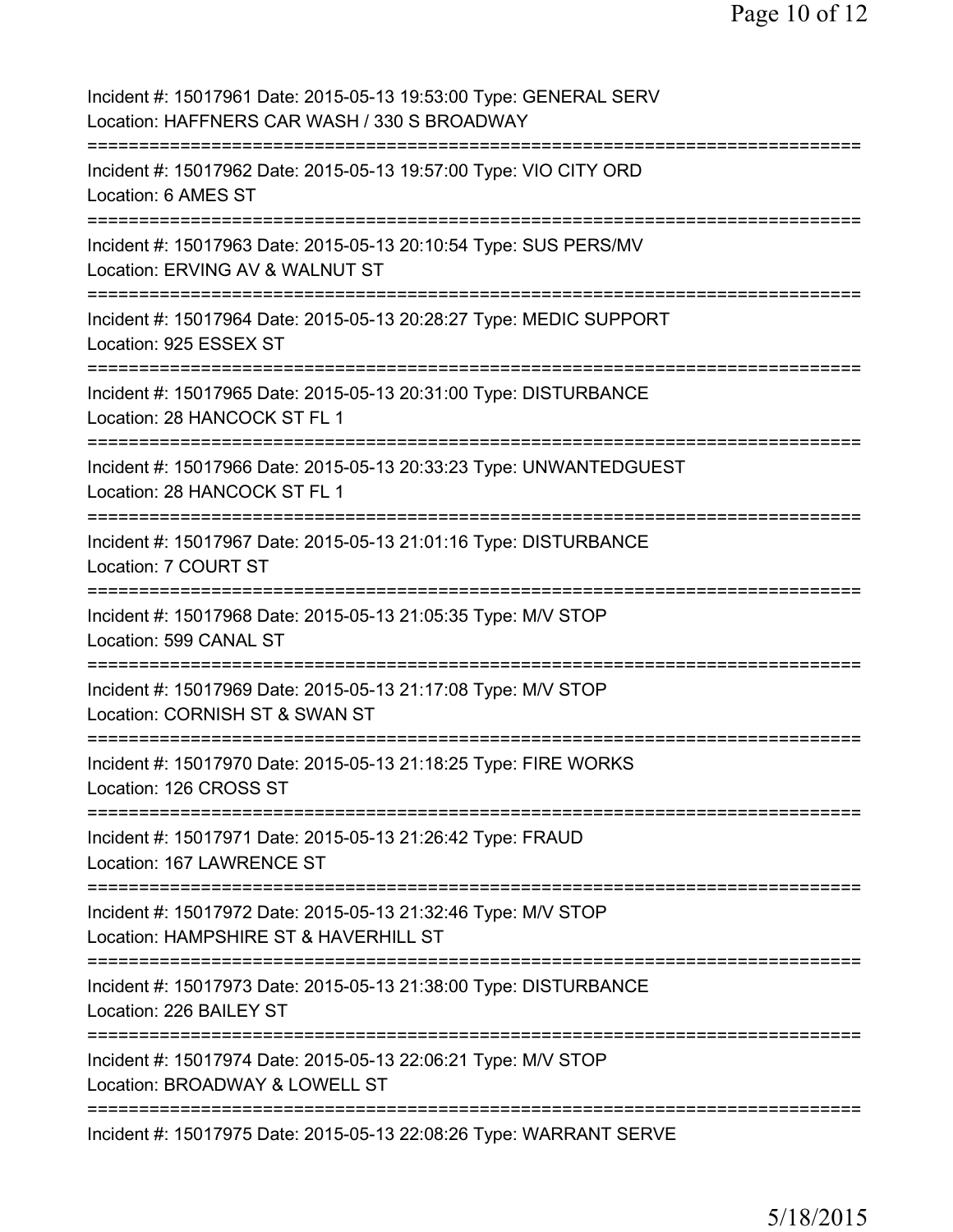Incident #: 15017961 Date: 2015-05-13 19:53:00 Type: GENERAL SERV
Location: HAFFNERS CAR WASH / 330 S BROADWAY

===========================================================================

Incident #: 15017962 Date: 2015-05-13 19:57:00 Type: VIO CITY ORD
Location: 6 AMES ST

===========================================================================

Incident #: 15017963 Date: 2015-05-13 20:10:54 Type: SUS PERS/MV
Location: ERVING AV & WALNUT ST

===========================================================================

Incident #: 15017964 Date: 2015-05-13 20:28:27 Type: MEDIC SUPPORT
Location: 925 ESSEX ST

===========================================================================

Incident #: 15017965 Date: 2015-05-13 20:31:00 Type: DISTURBANCE
Location: 28 HANCOCK ST FL 1

===========================================================================

Incident #: 15017966 Date: 2015-05-13 20:33:23 Type: UNWANTEDGUEST
Location: 28 HANCOCK ST FL 1

===========================================================================

Incident #: 15017967 Date: 2015-05-13 21:01:16 Type: DISTURBANCE
Location: 7 COURT ST

===========================================================================

Incident #: 15017968 Date: 2015-05-13 21:05:35 Type: M/V STOP
Location: 599 CANAL ST

===========================================================================

Incident #: 15017969 Date: 2015-05-13 21:17:08 Type: M/V STOP
Location: CORNISH ST & SWAN ST

===========================================================================

Incident #: 15017970 Date: 2015-05-13 21:18:25 Type: FIRE WORKS
Location: 126 CROSS ST

===========================================================================

Incident #: 15017971 Date: 2015-05-13 21:26:42 Type: FRAUD
Location: 167 LAWRENCE ST

===========================================================================

Incident #: 15017972 Date: 2015-05-13 21:32:46 Type: M/V STOP
Location: HAMPSHIRE ST & HAVERHILL ST

===========================================================================

Incident #: 15017973 Date: 2015-05-13 21:38:00 Type: DISTURBANCE
Location: 226 BAILEY ST

===========================================================================

Incident #: 15017974 Date: 2015-05-13 22:06:21 Type: M/V STOP
Location: BROADWAY & LOWELL ST

===========================================================================

Incident #: 15017975 Date: 2015-05-13 22:08:26 Type: WARRANT SERVE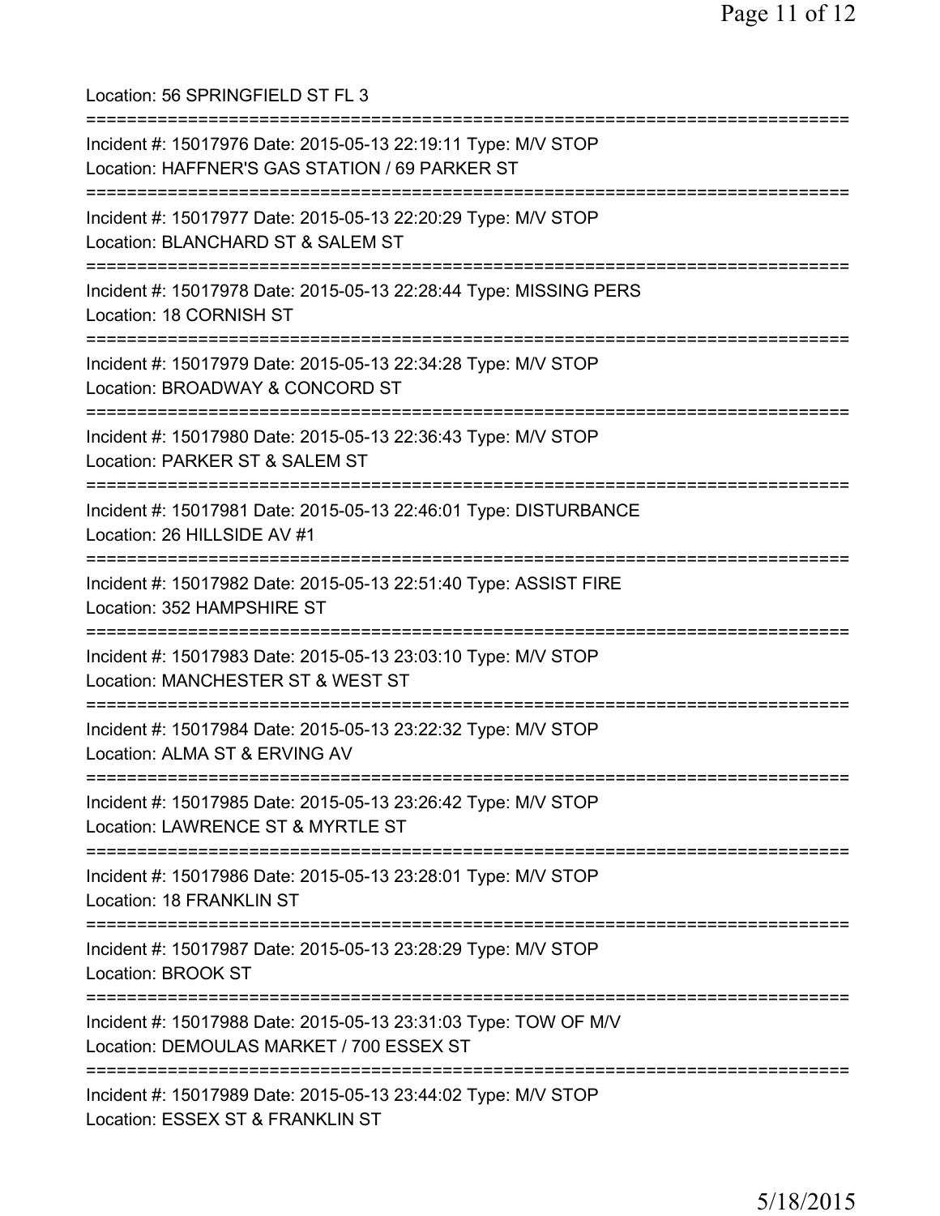Location: 56 SPRINGFIELD ST FL 3

===========================================================================

Incident #: 15017976 Date: 2015-05-13 22:19:11 Type: M/V STOP
Location: HAFFNER'S GAS STATION / 69 PARKER ST

===========================================================================

Incident #: 15017977 Date: 2015-05-13 22:20:29 Type: M/V STOP
Location: BLANCHARD ST & SALEM ST

===========================================================================

Incident #: 15017978 Date: 2015-05-13 22:28:44 Type: MISSING PERS
Location: 18 CORNISH ST

===========================================================================

Incident #: 15017979 Date: 2015-05-13 22:34:28 Type: M/V STOP
Location: BROADWAY & CONCORD ST

===========================================================================

Incident #: 15017980 Date: 2015-05-13 22:36:43 Type: M/V STOP
Location: PARKER ST & SALEM ST

===========================================================================

Incident #: 15017981 Date: 2015-05-13 22:46:01 Type: DISTURBANCE
Location: 26 HILLSIDE AV #1

===========================================================================

Incident #: 15017982 Date: 2015-05-13 22:51:40 Type: ASSIST FIRE
Location: 352 HAMPSHIRE ST

===========================================================================

Incident #: 15017983 Date: 2015-05-13 23:03:10 Type: M/V STOP
Location: MANCHESTER ST & WEST ST

===========================================================================

Incident #: 15017984 Date: 2015-05-13 23:22:32 Type: M/V STOP
Location: ALMA ST & ERVING AV

===========================================================================

Incident #: 15017985 Date: 2015-05-13 23:26:42 Type: M/V STOP
Location: LAWRENCE ST & MYRTLE ST

===========================================================================

Incident #: 15017986 Date: 2015-05-13 23:28:01 Type: M/V STOP
Location: 18 FRANKLIN ST

===========================================================================

Incident #: 15017987 Date: 2015-05-13 23:28:29 Type: M/V STOP
Location: BROOK ST

===========================================================================

Incident #: 15017988 Date: 2015-05-13 23:31:03 Type: TOW OF M/V
Location: DEMOULAS MARKET / 700 ESSEX ST

===========================================================================

Incident #: 15017989 Date: 2015-05-13 23:44:02 Type: M/V STOP
Location: ESSEX ST & FRANKLIN ST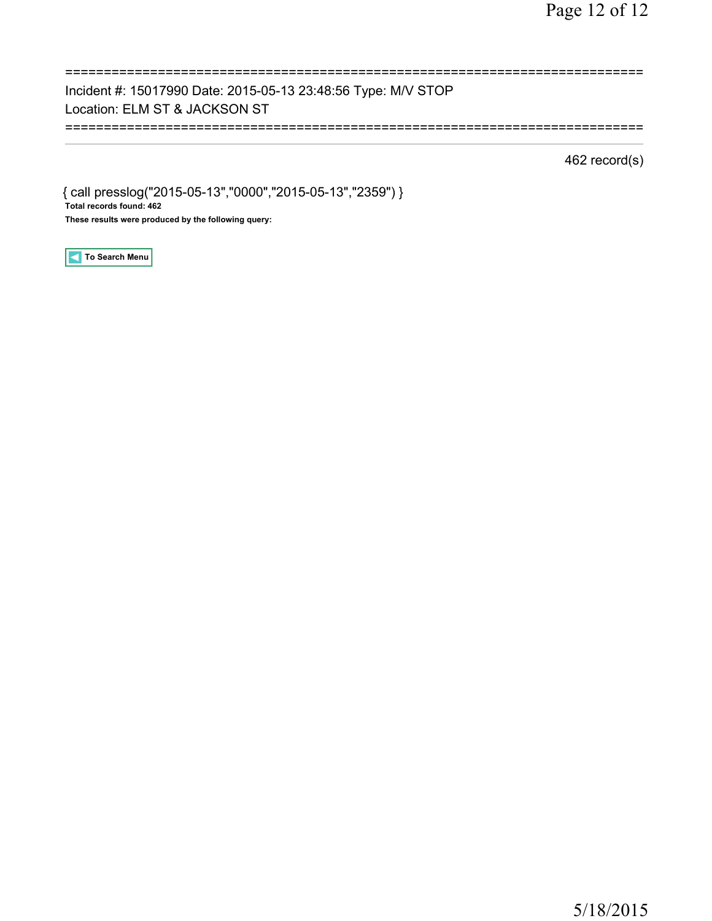===========================================================================

Incident #: 15017990 Date: 2015-05-13 23:48:56 Type: M/V STOP
Location: ELM ST & JACKSON ST

===========================================================================

---

462 record(s)

{ call presslog("2015-05-13","0000","2015-05-13","2359") }

**Total records found: 462**

**These results were produced by the following query:**

To Search Menu